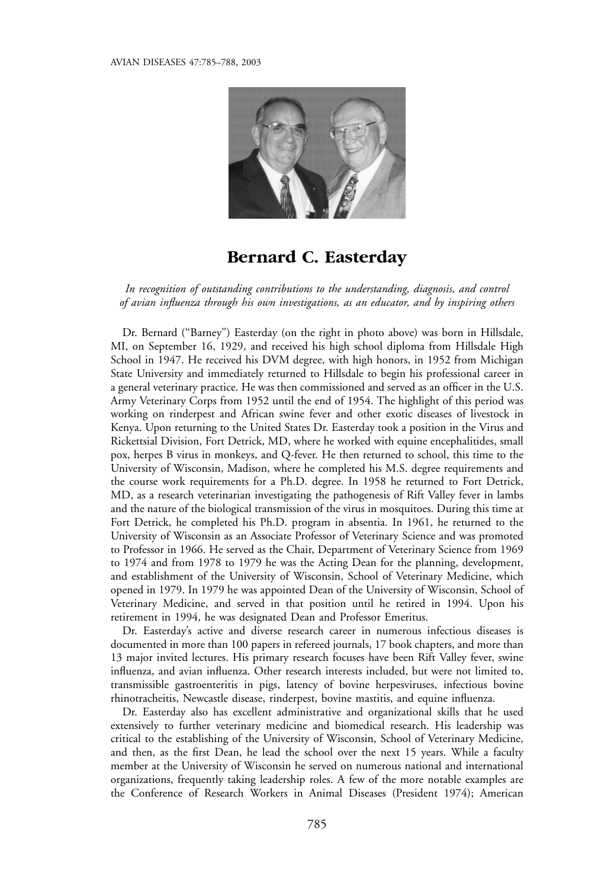# Bernard C. Easterday

*In recognition of outstanding contributions to the understanding, diagnosis, and control of avian influenza through his own investigations, as an educator, and by inspiring others*

Dr. Bernard ("Barney") Easterday (on the right in photo above) was born in Hillsdale, MI, on September 16, 1929, and received his high school diploma from Hillsdale High School in 1947. He received his DVM degree, with high honors, in 1952 from Michigan State University and immediately returned to Hillsdale to begin his professional career in a general veterinary practice. He was then commissioned and served as an officer in the U.S. Army Veterinary Corps from 1952 until the end of 1954. The highlight of this period was working on rinderpest and African swine fever and other exotic diseases of livestock in Kenya. Upon returning to the United States Dr. Easterday took a position in the Virus and Rickettsial Division, Fort Detrick, MD, where he worked with equine encephalitides, small pox, herpes B virus in monkeys, and Q-fever. He then returned to school, this time to the University of Wisconsin, Madison, where he completed his M.S. degree requirements and the course work requirements for a Ph.D. degree. In 1958 he returned to Fort Detrick, MD, as a research veterinarian investigating the pathogenesis of Rift Valley fever in lambs and the nature of the biological transmission of the virus in mosquitoes. During this time at Fort Detrick, he completed his Ph.D. program in absentia. In 1961, he returned to the University of Wisconsin as an Associate Professor of Veterinary Science and was promoted to Professor in 1966. He served as the Chair, Department of Veterinary Science from 1969 to 1974 and from 1978 to 1979 he was the Acting Dean for the planning, development, and establishment of the University of Wisconsin, School of Veterinary Medicine, which opened in 1979. In 1979 he was appointed Dean of the University of Wisconsin, School of Veterinary Medicine, and served in that position until he retired in 1994. Upon his retirement in 1994, he was designated Dean and Professor Emeritus.

Dr. Easterday's active and diverse research career in numerous infectious diseases is documented in more than 100 papers in refereed journals, 17 book chapters, and more than 13 major invited lectures. His primary research focuses have been Rift Valley fever, swine influenza, and avian influenza. Other research interests included, but were not limited to, transmissible gastroenteritis in pigs, latency of bovine herpesviruses, infectious bovine rhinotracheitis, Newcastle disease, rinderpest, bovine mastitis, and equine influenza.

Dr. Easterday also has excellent administrative and organizational skills that he used extensively to further veterinary medicine and biomedical research. His leadership was critical to the establishing of the University of Wisconsin, School of Veterinary Medicine, and then, as the first Dean, he lead the school over the next 15 years. While a faculty member at the University of Wisconsin he served on numerous national and international organizations, frequently taking leadership roles. A few of the more notable examples are the Conference of Research Workers in Animal Diseases (President 1974); American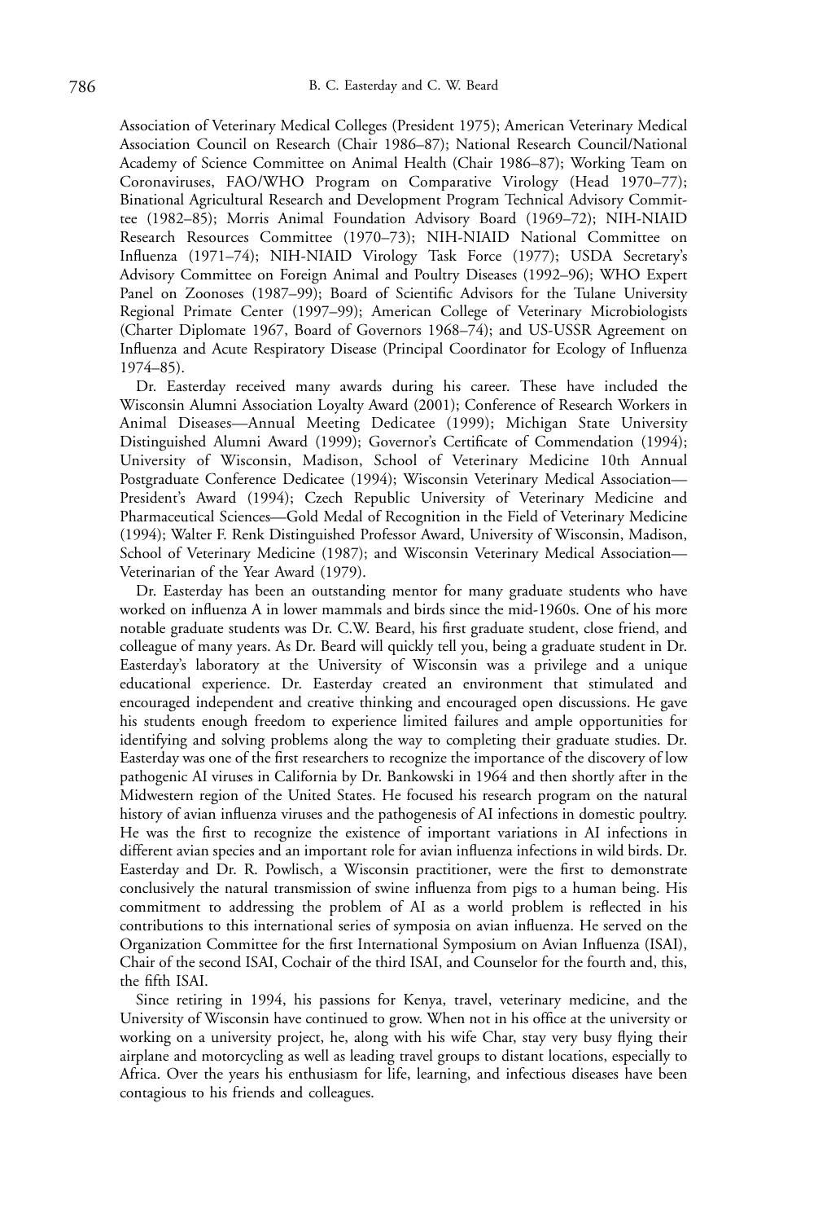Association of Veterinary Medical Colleges (President 1975); American Veterinary Medical Association Council on Research (Chair 1986–87); National Research Council/National Academy of Science Committee on Animal Health (Chair 1986–87); Working Team on Coronaviruses, FAO/WHO Program on Comparative Virology (Head 1970–77); Binational Agricultural Research and Development Program Technical Advisory Committee (1982–85); Morris Animal Foundation Advisory Board (1969–72); NIH-NIAID Research Resources Committee (1970–73); NIH-NIAID National Committee on Influenza (1971–74); NIH-NIAID Virology Task Force (1977); USDA Secretary's Advisory Committee on Foreign Animal and Poultry Diseases (1992–96); WHO Expert Panel on Zoonoses (1987–99); Board of Scientific Advisors for the Tulane University Regional Primate Center (1997–99); American College of Veterinary Microbiologists (Charter Diplomate 1967, Board of Governors 1968–74); and US-USSR Agreement on Influenza and Acute Respiratory Disease (Principal Coordinator for Ecology of Influenza 1974–85).

Dr. Easterday received many awards during his career. These have included the Wisconsin Alumni Association Loyalty Award (2001); Conference of Research Workers in Animal Diseases—Annual Meeting Dedicatee (1999); Michigan State University Distinguished Alumni Award (1999); Governor's Certificate of Commendation (1994); University of Wisconsin, Madison, School of Veterinary Medicine 10th Annual Postgraduate Conference Dedicatee (1994); Wisconsin Veterinary Medical Association—President's Award (1994); Czech Republic University of Veterinary Medicine and Pharmaceutical Sciences—Gold Medal of Recognition in the Field of Veterinary Medicine (1994); Walter F. Renk Distinguished Professor Award, University of Wisconsin, Madison, School of Veterinary Medicine (1987); and Wisconsin Veterinary Medical Association—Veterinarian of the Year Award (1979).

Dr. Easterday has been an outstanding mentor for many graduate students who have worked on influenza A in lower mammals and birds since the mid-1960s. One of his more notable graduate students was Dr. C.W. Beard, his first graduate student, close friend, and colleague of many years. As Dr. Beard will quickly tell you, being a graduate student in Dr. Easterday's laboratory at the University of Wisconsin was a privilege and a unique educational experience. Dr. Easterday created an environment that stimulated and encouraged independent and creative thinking and encouraged open discussions. He gave his students enough freedom to experience limited failures and ample opportunities for identifying and solving problems along the way to completing their graduate studies. Dr. Easterday was one of the first researchers to recognize the importance of the discovery of low pathogenic AI viruses in California by Dr. Bankowski in 1964 and then shortly after in the Midwestern region of the United States. He focused his research program on the natural history of avian influenza viruses and the pathogenesis of AI infections in domestic poultry. He was the first to recognize the existence of important variations in AI infections in different avian species and an important role for avian influenza infections in wild birds. Dr. Easterday and Dr. R. Powlisch, a Wisconsin practitioner, were the first to demonstrate conclusively the natural transmission of swine influenza from pigs to a human being. His commitment to addressing the problem of AI as a world problem is reflected in his contributions to this international series of symposia on avian influenza. He served on the Organization Committee for the first International Symposium on Avian Influenza (ISAI), Chair of the second ISAI, Cochair of the third ISAI, and Counselor for the fourth and, this, the fifth ISAI.

Since retiring in 1994, his passions for Kenya, travel, veterinary medicine, and the University of Wisconsin have continued to grow. When not in his office at the university or working on a university project, he, along with his wife Char, stay very busy flying their airplane and motorcycling as well as leading travel groups to distant locations, especially to Africa. Over the years his enthusiasm for life, learning, and infectious diseases have been contagious to his friends and colleagues.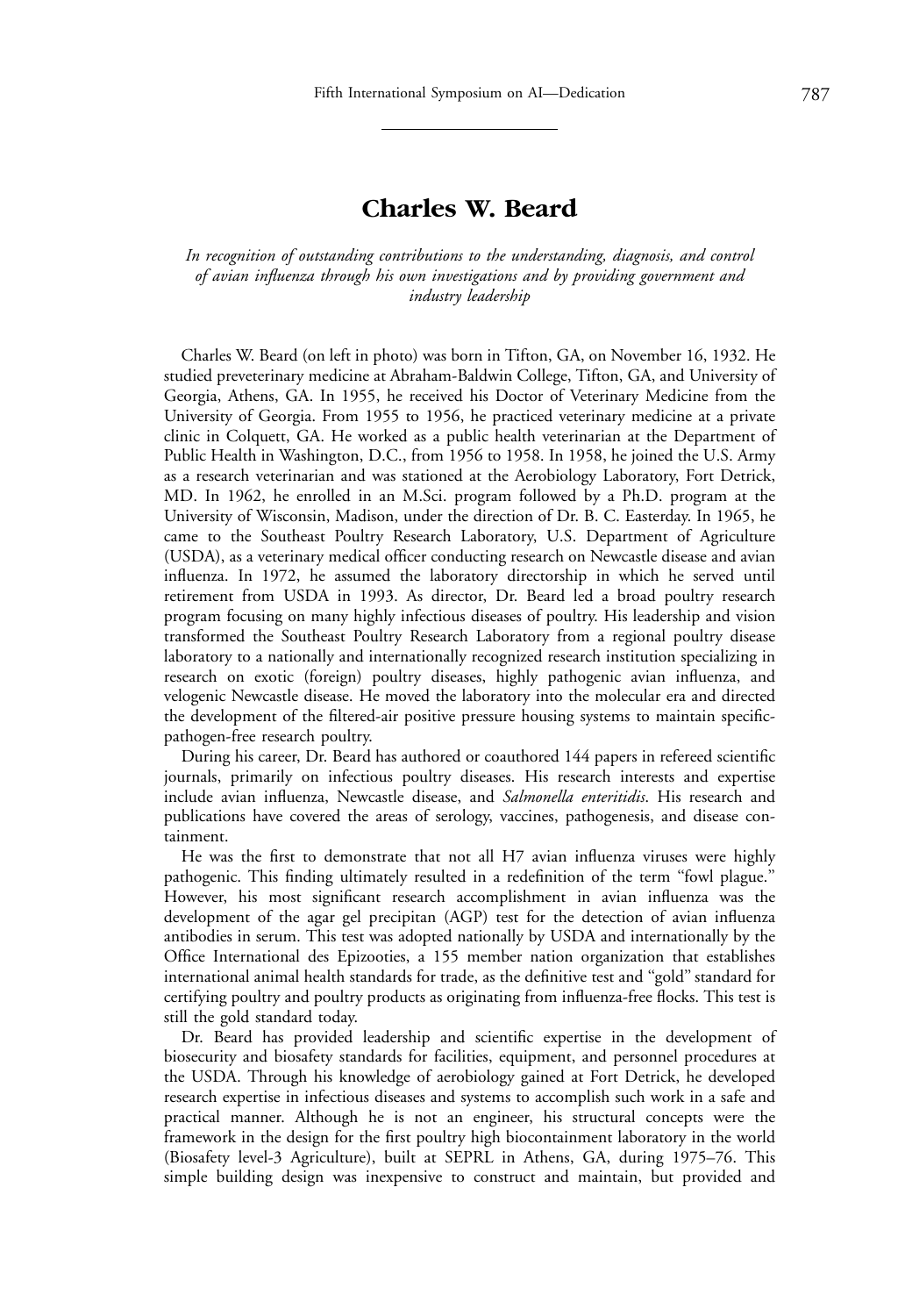# Charles W. Beard

*In recognition of outstanding contributions to the understanding, diagnosis, and control of avian influenza through his own investigations and by providing government and industry leadership*

Charles W. Beard (on left in photo) was born in Tifton, GA, on November 16, 1932. He studied preveterinary medicine at Abraham-Baldwin College, Tifton, GA, and University of Georgia, Athens, GA. In 1955, he received his Doctor of Veterinary Medicine from the University of Georgia. From 1955 to 1956, he practiced veterinary medicine at a private clinic in Colquett, GA. He worked as a public health veterinarian at the Department of Public Health in Washington, D.C., from 1956 to 1958. In 1958, he joined the U.S. Army as a research veterinarian and was stationed at the Aerobiology Laboratory, Fort Detrick, MD. In 1962, he enrolled in an M.Sci. program followed by a Ph.D. program at the University of Wisconsin, Madison, under the direction of Dr. B. C. Easterday. In 1965, he came to the Southeast Poultry Research Laboratory, U.S. Department of Agriculture (USDA), as a veterinary medical officer conducting research on Newcastle disease and avian influenza. In 1972, he assumed the laboratory directorship in which he served until retirement from USDA in 1993. As director, Dr. Beard led a broad poultry research program focusing on many highly infectious diseases of poultry. His leadership and vision transformed the Southeast Poultry Research Laboratory from a regional poultry disease laboratory to a nationally and internationally recognized research institution specializing in research on exotic (foreign) poultry diseases, highly pathogenic avian influenza, and velogenic Newcastle disease. He moved the laboratory into the molecular era and directed the development of the filtered-air positive pressure housing systems to maintain specific-pathogen-free research poultry.

During his career, Dr. Beard has authored or coauthored 144 papers in refereed scientific journals, primarily on infectious poultry diseases. His research interests and expertise include avian influenza, Newcastle disease, and *Salmonella enteritidis*. His research and publications have covered the areas of serology, vaccines, pathogenesis, and disease containment.

He was the first to demonstrate that not all H7 avian influenza viruses were highly pathogenic. This finding ultimately resulted in a redefinition of the term "fowl plague." However, his most significant research accomplishment in avian influenza was the development of the agar gel precipitan (AGP) test for the detection of avian influenza antibodies in serum. This test was adopted nationally by USDA and internationally by the Office International des Epizooties, a 155 member nation organization that establishes international animal health standards for trade, as the definitive test and "gold" standard for certifying poultry and poultry products as originating from influenza-free flocks. This test is still the gold standard today.

Dr. Beard has provided leadership and scientific expertise in the development of biosecurity and biosafety standards for facilities, equipment, and personnel procedures at the USDA. Through his knowledge of aerobiology gained at Fort Detrick, he developed research expertise in infectious diseases and systems to accomplish such work in a safe and practical manner. Although he is not an engineer, his structural concepts were the framework in the design for the first poultry high biocontainment laboratory in the world (Biosafety level-3 Agriculture), built at SEPRL in Athens, GA, during 1975–76. This simple building design was inexpensive to construct and maintain, but provided and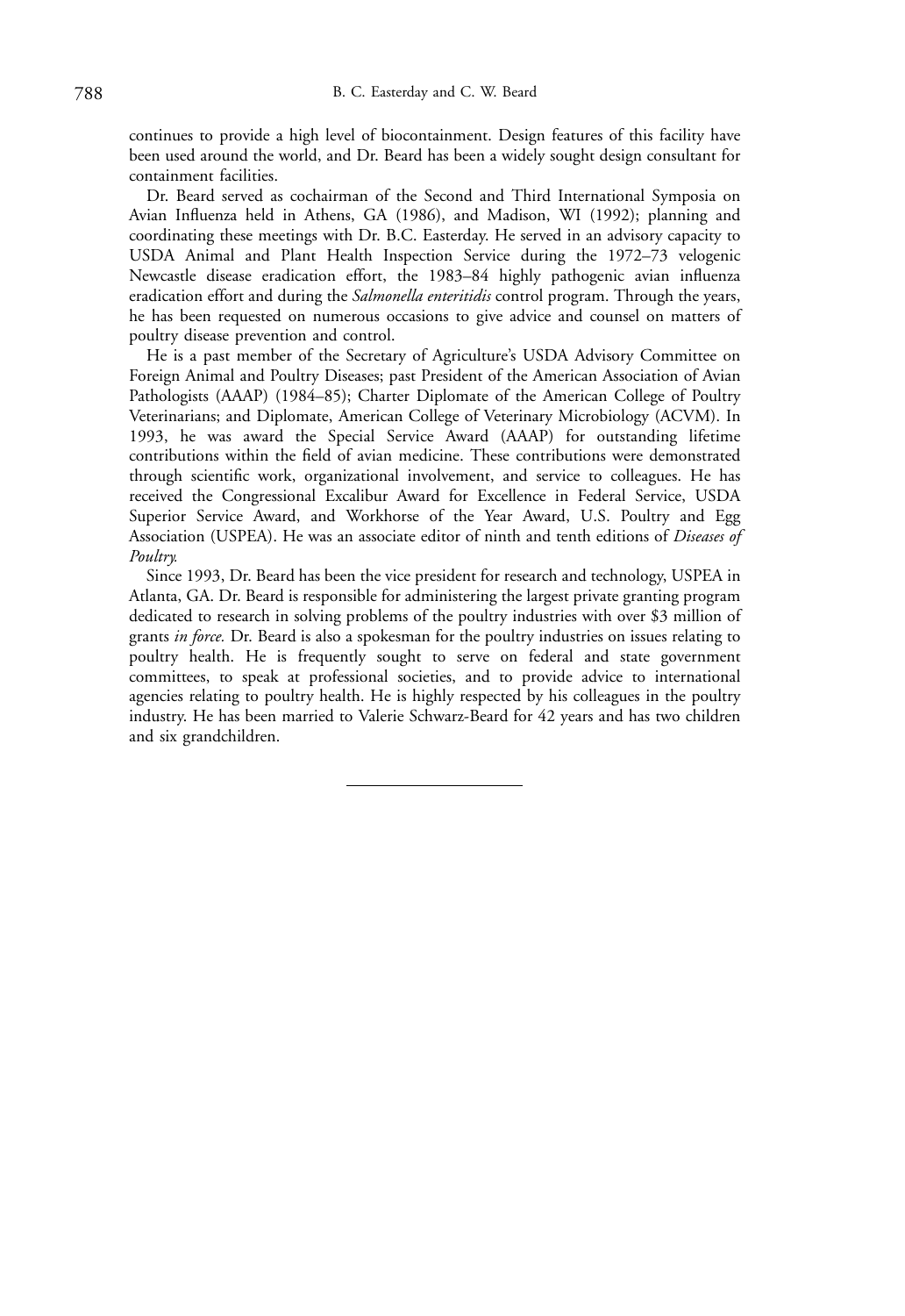continues to provide a high level of biocontainment. Design features of this facility have been used around the world, and Dr. Beard has been a widely sought design consultant for containment facilities.

Dr. Beard served as cochairman of the Second and Third International Symposia on Avian Influenza held in Athens, GA (1986), and Madison, WI (1992); planning and coordinating these meetings with Dr. B.C. Easterday. He served in an advisory capacity to USDA Animal and Plant Health Inspection Service during the 1972–73 velogenic Newcastle disease eradication effort, the 1983–84 highly pathogenic avian influenza eradication effort and during the *Salmonella enteritidis* control program. Through the years, he has been requested on numerous occasions to give advice and counsel on matters of poultry disease prevention and control.

He is a past member of the Secretary of Agriculture's USDA Advisory Committee on Foreign Animal and Poultry Diseases; past President of the American Association of Avian Pathologists (AAAP) (1984–85); Charter Diplomate of the American College of Poultry Veterinarians; and Diplomate, American College of Veterinary Microbiology (ACVM). In 1993, he was award the Special Service Award (AAAP) for outstanding lifetime contributions within the field of avian medicine. These contributions were demonstrated through scientific work, organizational involvement, and service to colleagues. He has received the Congressional Excalibur Award for Excellence in Federal Service, USDA Superior Service Award, and Workhorse of the Year Award, U.S. Poultry and Egg Association (USPEA). He was an associate editor of ninth and tenth editions of *Diseases of Poultry.*

Since 1993, Dr. Beard has been the vice president for research and technology, USPEA in Atlanta, GA. Dr. Beard is responsible for administering the largest private granting program dedicated to research in solving problems of the poultry industries with over $3 million of grants *in force.* Dr. Beard is also a spokesman for the poultry industries on issues relating to poultry health. He is frequently sought to serve on federal and state government committees, to speak at professional societies, and to provide advice to international agencies relating to poultry health. He is highly respected by his colleagues in the poultry industry. He has been married to Valerie Schwarz-Beard for 42 years and has two children and six grandchildren.